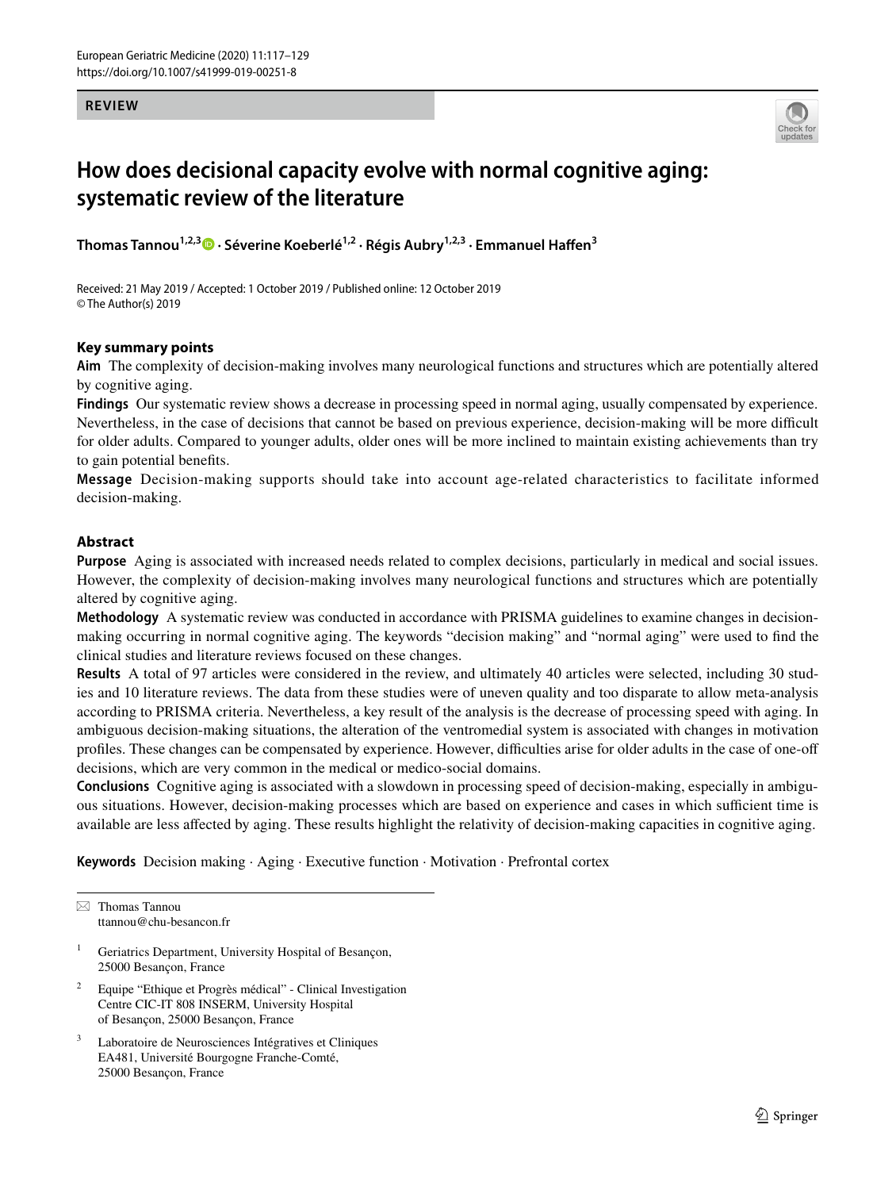**REVIEW**

# How does decisional capacity evolve with normal cognitive aging: systematic review of the literature

**Thomas Tannou[1,2,3] · Séverine Koeberlé[1,2] · Régis Aubry[1,2,3] · Emmanuel Haffen[3]**

Received: 21 May 2019 / Accepted: 1 October 2019 / Published online: 12 October 2019
© The Author(s) 2019

## Key summary points

**Aim** The complexity of decision-making involves many neurological functions and structures which are potentially altered by cognitive aging.

**Findings** Our systematic review shows a decrease in processing speed in normal aging, usually compensated by experience. Nevertheless, in the case of decisions that cannot be based on previous experience, decision-making will be more difficult for older adults. Compared to younger adults, older ones will be more inclined to maintain existing achievements than try to gain potential benefits.

**Message** Decision-making supports should take into account age-related characteristics to facilitate informed decision-making.

## Abstract

**Purpose** Aging is associated with increased needs related to complex decisions, particularly in medical and social issues. However, the complexity of decision-making involves many neurological functions and structures which are potentially altered by cognitive aging.

**Methodology** A systematic review was conducted in accordance with PRISMA guidelines to examine changes in decision-making occurring in normal cognitive aging. The keywords "decision making" and "normal aging" were used to find the clinical studies and literature reviews focused on these changes.

**Results** A total of 97 articles were considered in the review, and ultimately 40 articles were selected, including 30 studies and 10 literature reviews. The data from these studies were of uneven quality and too disparate to allow meta-analysis according to PRISMA criteria. Nevertheless, a key result of the analysis is the decrease of processing speed with aging. In ambiguous decision-making situations, the alteration of the ventromedial system is associated with changes in motivation profiles. These changes can be compensated by experience. However, difficulties arise for older adults in the case of one-off decisions, which are very common in the medical or medico-social domains.

**Conclusions** Cognitive aging is associated with a slowdown in processing speed of decision-making, especially in ambiguous situations. However, decision-making processes which are based on experience and cases in which sufficient time is available are less affected by aging. These results highlight the relativity of decision-making capacities in cognitive aging.

**Keywords** Decision making · Aging · Executive function · Motivation · Prefrontal cortex

---

✉ Thomas Tannou
ttannou@chu-besancon.fr

[1] Geriatrics Department, University Hospital of Besançon, 25000 Besançon, France

[2] Equipe "Ethique et Progrès médical" - Clinical Investigation Centre CIC-IT 808 INSERM, University Hospital of Besançon, 25000 Besançon, France

[3] Laboratoire de Neurosciences Intégratives et Cliniques EA481, Université Bourgogne Franche-Comté, 25000 Besançon, France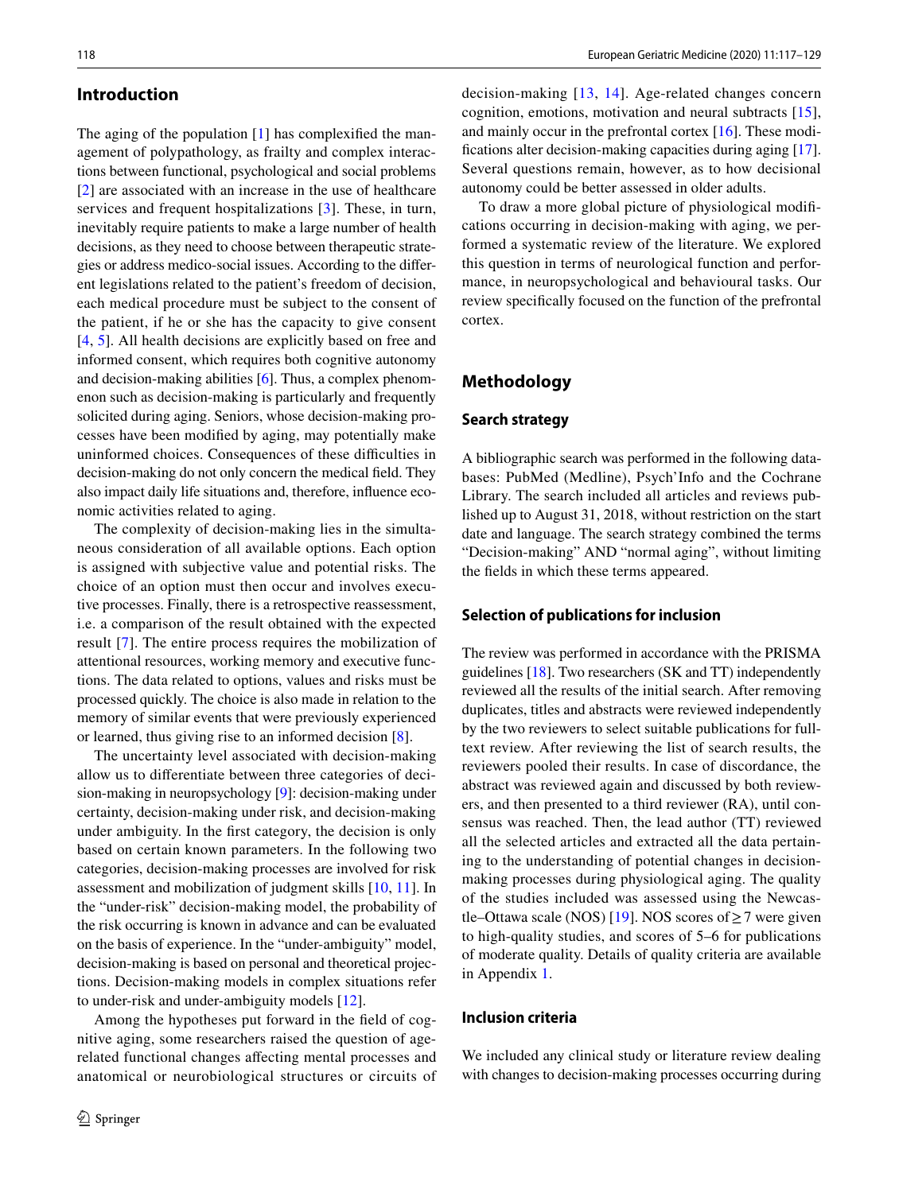## Introduction

The aging of the population [1] has complexified the management of polypathology, as frailty and complex interactions between functional, psychological and social problems [2] are associated with an increase in the use of healthcare services and frequent hospitalizations [3]. These, in turn, inevitably require patients to make a large number of health decisions, as they need to choose between therapeutic strategies or address medico-social issues. According to the different legislations related to the patient's freedom of decision, each medical procedure must be subject to the consent of the patient, if he or she has the capacity to give consent [4, 5]. All health decisions are explicitly based on free and informed consent, which requires both cognitive autonomy and decision-making abilities [6]. Thus, a complex phenomenon such as decision-making is particularly and frequently solicited during aging. Seniors, whose decision-making processes have been modified by aging, may potentially make uninformed choices. Consequences of these difficulties in decision-making do not only concern the medical field. They also impact daily life situations and, therefore, influence economic activities related to aging.

The complexity of decision-making lies in the simultaneous consideration of all available options. Each option is assigned with subjective value and potential risks. The choice of an option must then occur and involves executive processes. Finally, there is a retrospective reassessment, i.e. a comparison of the result obtained with the expected result [7]. The entire process requires the mobilization of attentional resources, working memory and executive functions. The data related to options, values and risks must be processed quickly. The choice is also made in relation to the memory of similar events that were previously experienced or learned, thus giving rise to an informed decision [8].

The uncertainty level associated with decision-making allow us to differentiate between three categories of decision-making in neuropsychology [9]: decision-making under certainty, decision-making under risk, and decision-making under ambiguity. In the first category, the decision is only based on certain known parameters. In the following two categories, decision-making processes are involved for risk assessment and mobilization of judgment skills [10, 11]. In the "under-risk" decision-making model, the probability of the risk occurring is known in advance and can be evaluated on the basis of experience. In the "under-ambiguity" model, decision-making is based on personal and theoretical projections. Decision-making models in complex situations refer to under-risk and under-ambiguity models [12].

Among the hypotheses put forward in the field of cognitive aging, some researchers raised the question of age-related functional changes affecting mental processes and anatomical or neurobiological structures or circuits of decision-making [13, 14]. Age-related changes concern cognition, emotions, motivation and neural subtracts [15], and mainly occur in the prefrontal cortex [16]. These modifications alter decision-making capacities during aging [17]. Several questions remain, however, as to how decisional autonomy could be better assessed in older adults.

To draw a more global picture of physiological modifications occurring in decision-making with aging, we performed a systematic review of the literature. We explored this question in terms of neurological function and performance, in neuropsychological and behavioural tasks. Our review specifically focused on the function of the prefrontal cortex.

## Methodology

### Search strategy

A bibliographic search was performed in the following databases: PubMed (Medline), Psych'Info and the Cochrane Library. The search included all articles and reviews published up to August 31, 2018, without restriction on the start date and language. The search strategy combined the terms "Decision-making" AND "normal aging", without limiting the fields in which these terms appeared.

### Selection of publications for inclusion

The review was performed in accordance with the PRISMA guidelines [18]. Two researchers (SK and TT) independently reviewed all the results of the initial search. After removing duplicates, titles and abstracts were reviewed independently by the two reviewers to select suitable publications for full-text review. After reviewing the list of search results, the reviewers pooled their results. In case of discordance, the abstract was reviewed again and discussed by both reviewers, and then presented to a third reviewer (RA), until consensus was reached. Then, the lead author (TT) reviewed all the selected articles and extracted all the data pertaining to the understanding of potential changes in decision-making processes during physiological aging. The quality of the studies included was assessed using the Newcastle–Ottawa scale (NOS) [19]. NOS scores of $\geq 7$ were given to high-quality studies, and scores of 5–6 for publications of moderate quality. Details of quality criteria are available in Appendix 1.

### Inclusion criteria

We included any clinical study or literature review dealing with changes to decision-making processes occurring during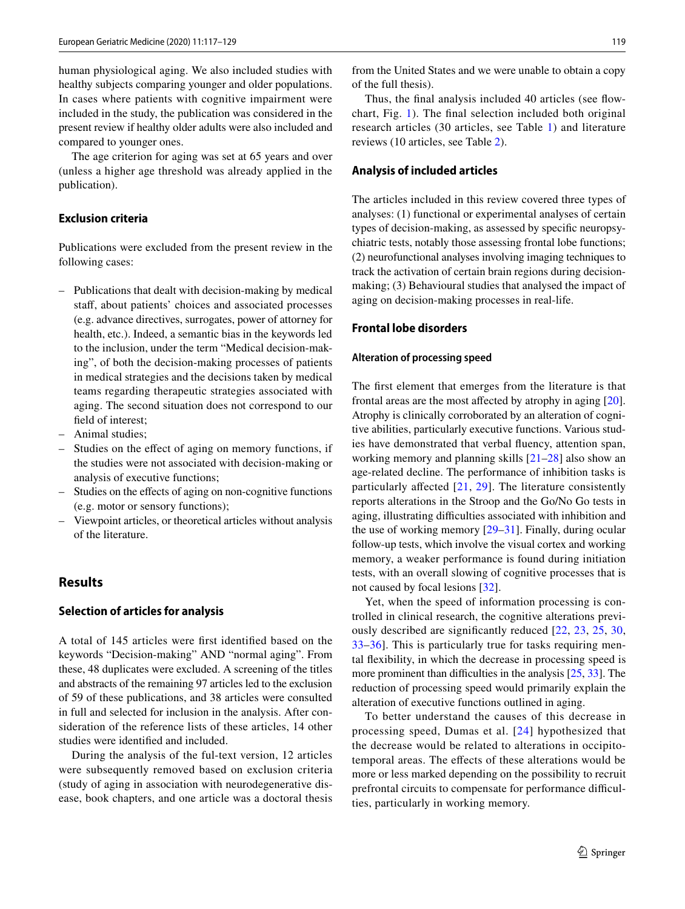human physiological aging. We also included studies with healthy subjects comparing younger and older populations. In cases where patients with cognitive impairment were included in the study, the publication was considered in the present review if healthy older adults were also included and compared to younger ones.

The age criterion for aging was set at 65 years and over (unless a higher age threshold was already applied in the publication).

### Exclusion criteria

Publications were excluded from the present review in the following cases:

- Publications that dealt with decision-making by medical staff, about patients' choices and associated processes (e.g. advance directives, surrogates, power of attorney for health, etc.). Indeed, a semantic bias in the keywords led to the inclusion, under the term "Medical decision-making", of both the decision-making processes of patients in medical strategies and the decisions taken by medical teams regarding therapeutic strategies associated with aging. The second situation does not correspond to our field of interest;
- Animal studies;
- Studies on the effect of aging on memory functions, if the studies were not associated with decision-making or analysis of executive functions;
- Studies on the effects of aging on non-cognitive functions (e.g. motor or sensory functions);
- Viewpoint articles, or theoretical articles without analysis of the literature.

## Results

### Selection of articles for analysis

A total of 145 articles were first identified based on the keywords "Decision-making" AND "normal aging". From these, 48 duplicates were excluded. A screening of the titles and abstracts of the remaining 97 articles led to the exclusion of 59 of these publications, and 38 articles were consulted in full and selected for inclusion in the analysis. After consideration of the reference lists of these articles, 14 other studies were identified and included.

During the analysis of the ful-text version, 12 articles were subsequently removed based on exclusion criteria (study of aging in association with neurodegenerative disease, book chapters, and one article was a doctoral thesis from the United States and we were unable to obtain a copy of the full thesis).

Thus, the final analysis included 40 articles (see flowchart, Fig. 1). The final selection included both original research articles (30 articles, see Table 1) and literature reviews (10 articles, see Table 2).

### Analysis of included articles

The articles included in this review covered three types of analyses: (1) functional or experimental analyses of certain types of decision-making, as assessed by specific neuropsychiatric tests, notably those assessing frontal lobe functions; (2) neurofunctional analyses involving imaging techniques to track the activation of certain brain regions during decision-making; (3) Behavioural studies that analysed the impact of aging on decision-making processes in real-life.

### Frontal lobe disorders

#### Alteration of processing speed

The first element that emerges from the literature is that frontal areas are the most affected by atrophy in aging [20]. Atrophy is clinically corroborated by an alteration of cognitive abilities, particularly executive functions. Various studies have demonstrated that verbal fluency, attention span, working memory and planning skills [21–28] also show an age-related decline. The performance of inhibition tasks is particularly affected [21, 29]. The literature consistently reports alterations in the Stroop and the Go/No Go tests in aging, illustrating difficulties associated with inhibition and the use of working memory [29–31]. Finally, during ocular follow-up tests, which involve the visual cortex and working memory, a weaker performance is found during initiation tests, with an overall slowing of cognitive processes that is not caused by focal lesions [32].

Yet, when the speed of information processing is controlled in clinical research, the cognitive alterations previously described are significantly reduced [22, 23, 25, 30, 33–36]. This is particularly true for tasks requiring mental flexibility, in which the decrease in processing speed is more prominent than difficulties in the analysis [25, 33]. The reduction of processing speed would primarily explain the alteration of executive functions outlined in aging.

To better understand the causes of this decrease in processing speed, Dumas et al. [24] hypothesized that the decrease would be related to alterations in occipito-temporal areas. The effects of these alterations would be more or less marked depending on the possibility to recruit prefrontal circuits to compensate for performance difficulties, particularly in working memory.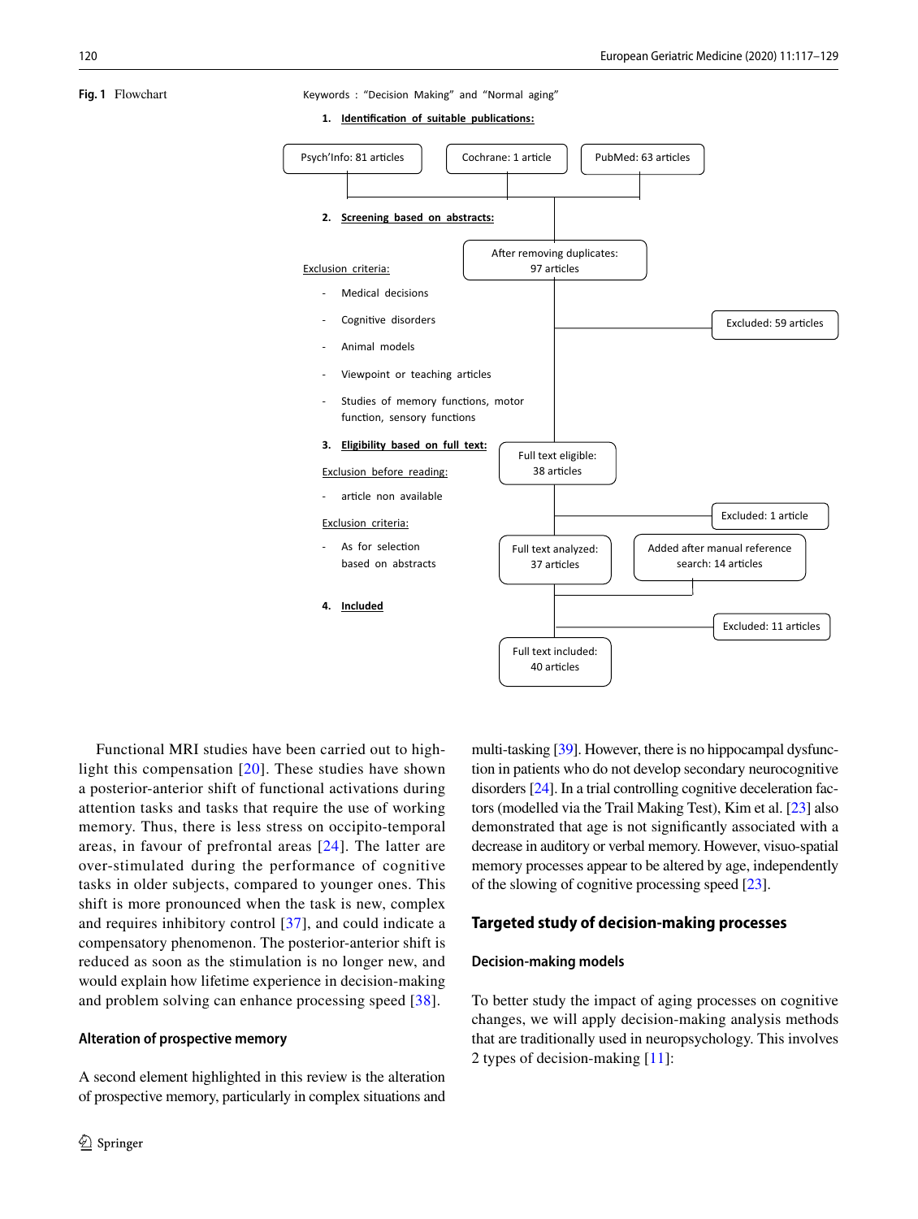**Fig. 1** Flowchart

Keywords : "Decision Making" and "Normal aging"

1. **Identification of suitable publications:**

Psych'Info: 81 articles | Cochrane: 1 article | PubMed: 63 articles

2. **Screening based on abstracts:**

After removing duplicates: 97 articles

Exclusion criteria:

- Medical decisions
- Cognitive disorders
- Animal models
- Viewpoint or teaching articles
- Studies of memory functions, motor function, sensory functions

Excluded: 59 articles

3. **Eligibility based on full text:**

Full text eligible: 38 articles

Exclusion before reading:

- article non available

Excluded: 1 article

Exclusion criteria:

- As for selection based on abstracts

Full text analyzed: 37 articles

Added after manual reference search: 14 articles

4. **Included**

Excluded: 11 articles

Full text included: 40 articles

Functional MRI studies have been carried out to highlight this compensation [20]. These studies have shown a posterior-anterior shift of functional activations during attention tasks and tasks that require the use of working memory. Thus, there is less stress on occipito-temporal areas, in favour of prefrontal areas [24]. The latter are over-stimulated during the performance of cognitive tasks in older subjects, compared to younger ones. This shift is more pronounced when the task is new, complex and requires inhibitory control [37], and could indicate a compensatory phenomenon. The posterior-anterior shift is reduced as soon as the stimulation is no longer new, and would explain how lifetime experience in decision-making and problem solving can enhance processing speed [38].

### Alteration of prospective memory

A second element highlighted in this review is the alteration of prospective memory, particularly in complex situations and multi-tasking [39]. However, there is no hippocampal dysfunction in patients who do not develop secondary neurocognitive disorders [24]. In a trial controlling cognitive deceleration factors (modelled via the Trail Making Test), Kim et al. [23] also demonstrated that age is not significantly associated with a decrease in auditory or verbal memory. However, visuo-spatial memory processes appear to be altered by age, independently of the slowing of cognitive processing speed [23].

## Targeted study of decision-making processes

### Decision-making models

To better study the impact of aging processes on cognitive changes, we will apply decision-making analysis methods that are traditionally used in neuropsychology. This involves 2 types of decision-making [11]: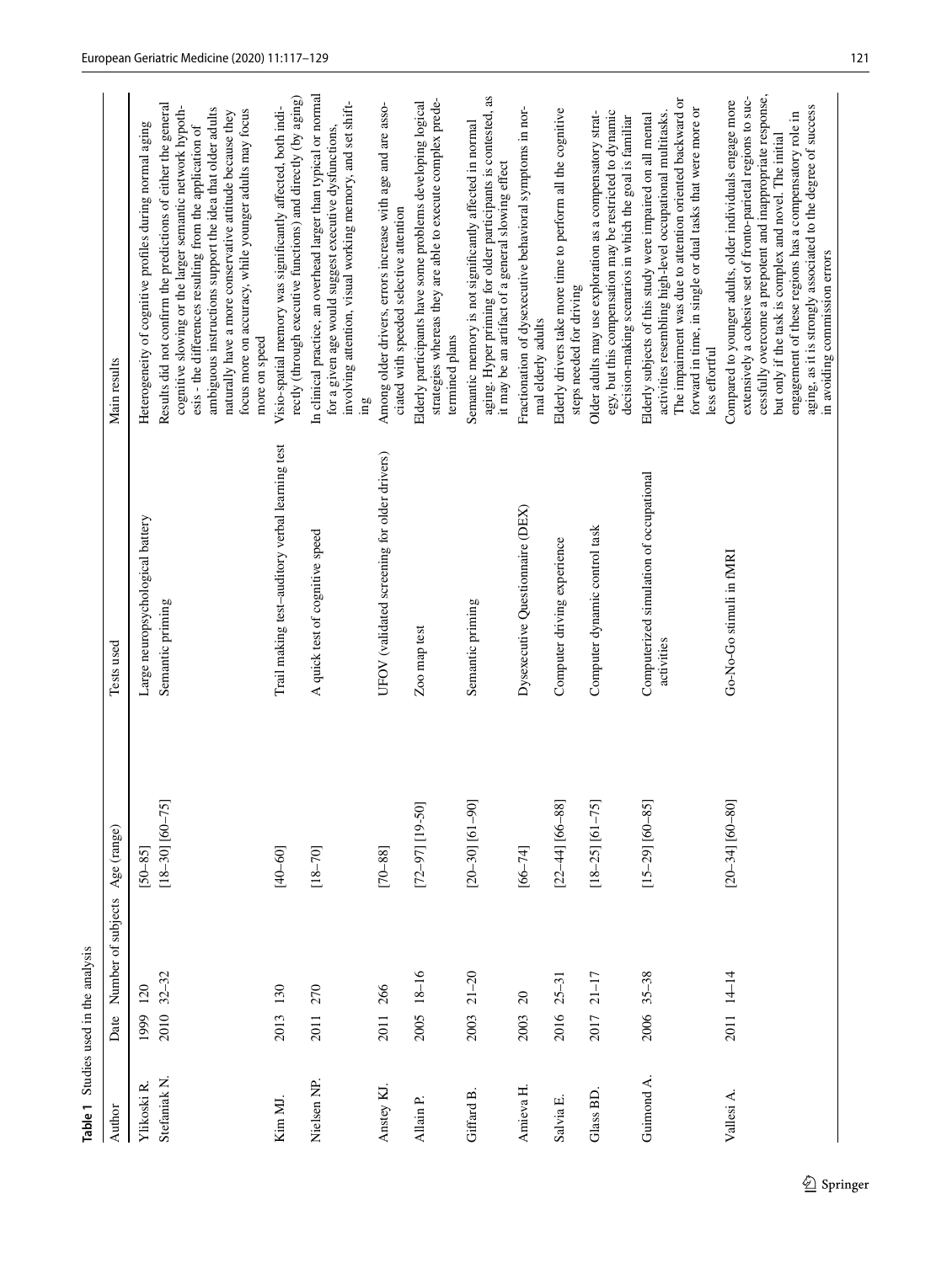**Table 1** Studies used in the analysis

| Author | Date | Number of subjects | Age (range) | Tests used | Main results |
|---|---|---|---|---|---|
| Ylikoski R. | 1999 | 120 | [50–85] | Large neuropsychological battery | Heterogeneity of cognitive profiles during normal aging |
| Stefaniak N. | 2010 | 32–32 | [18–30] [60–75] | Semantic priming | Results did not confirm the predictions of either the general cognitive slowing or the larger semantic network hypothesis - the differences resulting from the application of ambiguous instructions support the idea that older adults naturally have a more conservative attitude because they focus more on accuracy, while younger adults may focus more on speed |
| Kim MJ. | 2013 | 130 | [40–60] | Trail making test–auditory verbal learning test | Visio-spatial memory was significantly affected, both indirectly (through executive functions) and directly (by aging) |
| Nielsen NP. | 2011 | 270 | [18–70] | A quick test of cognitive speed | In clinical practice, an overhead larger than typical or normal for a given age would suggest executive dysfunctions, involving attention, visual working memory, and set shifting |
| Anstey KJ. | 2011 | 266 | [70–88] | UFOV (validated screening for older drivers) | Among older drivers, errors increase with age and are associated with speeded selective attention |
| Allain P. | 2005 | 18–16 | [72–97] [19–50] | Zoo map test | Elderly participants have some problems developing logical strategies whereas they are able to execute complex predetermined plans |
| Giffard B. | 2003 | 21–20 | [20–30] [61–90] | Semantic priming | Semantic memory is not significantly affected in normal aging. Hyper priming for older participants is contested, as it may be an artifact of a general slowing effect |
| Amieva H. | 2003 | 20 | [66–74] | Dysexecutive Questionnaire (DEX) | Fractionation of dysexecutive behavioral symptoms in normal elderly adults |
| Salvia E. | 2016 | 25–31 | [22–44] [66–88] | Computer driving experience | Elderly drivers take more time to perform all the cognitive steps needed for driving |
| Glass BD. | 2017 | 21–17 | [18–25] [61–75] | Computer dynamic control task | Older adults may use exploration as a compensatory strategy, but this compensation may be restricted to dynamic decision-making scenarios in which the goal is familiar |
| Guimond A. | 2006 | 35–38 | [15–29] [60–85] | Computerized simulation of occupational activities | Elderly subjects of this study were impaired on all mental activities resembling high-level occupational multitasks. The impairment was due to attention oriented backward or forward in time, in single or dual tasks that were more or less effortful |
| Vallesi A. | 2011 | 14–14 | [20–34] [60–80] | Go-No-Go stimuli in fMRI | Compared to younger adults, older individuals engage more extensively a cohesive set of fronto-parietal regions to successfully overcome a prepotent and inappropriate response, but only if the task is complex and novel. The initial engagement of these regions has a compensatory role in aging, as it is strongly associated to the degree of success in avoiding commission errors |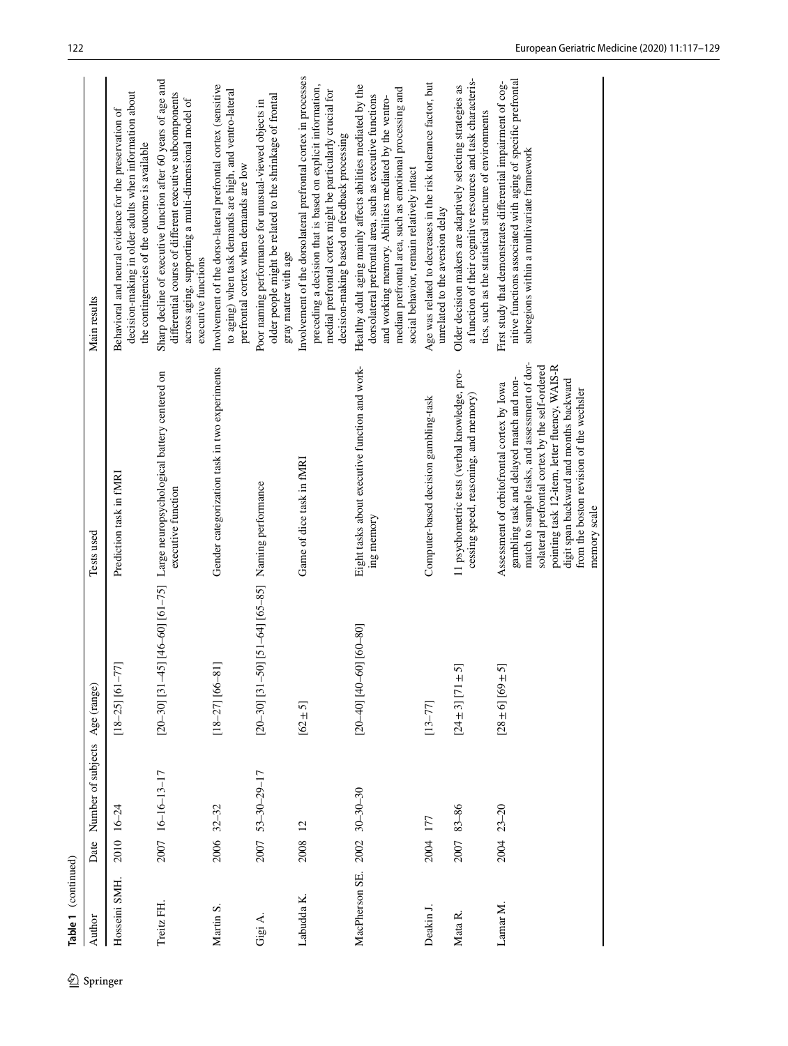**Table 1** (continued)

| Author | Date | Number of subjects | Age (range) | Tests used | Main results |
|---|---|---|---|---|---|
| Hosseini SMH. | 2010 | 16–24 | [18–25] [61–77] | Prediction task in fMRI | Behavioral and neural evidence for the preservation of decision-making in older adults when information about the contingencies of the outcome is available |
| Treitz FH. | 2007 | 16–16–13–17 | [20–30] [31–45] [46–60] [61–75] | Large neuropsychological battery centered on executive function | Sharp decline of executive function after 60 years of age and differential course of different executive subcomponents across aging, supporting a multi-dimensional model of executive functions |
| Martin S. | 2006 | 32–32 | [18–27] [66–81] | Gender categorization task in two experiments | Involvement of the dorso-lateral prefrontal cortex (sensitive to aging) when task demands are high, and ventro-lateral prefrontal cortex when demands are low |
| Gigi A. | 2007 | 53–30–29–17 | [20–30] [31–50] [51–64] [65–85] | Naming performance | Poor naming performance for unusual-viewed objects in older people might be related to the shrinkage of frontal gray matter with age |
| Labudda K. | 2008 | 12 | [62 ± 5] | Game of dice task in fMRI | Involvement of the dorsolateral prefrontal cortex in processes preceding a decision that is based on explicit information, medial prefrontal cortex might be particularly crucial for decision-making based on feedback processing |
| MacPherson SE. | 2002 | 30–30–30 | [20–40] [40–60] [60–80] | Eight tasks about executive function and working memory | Healthy adult aging mainly affects abilities mediated by the dorsolateral prefrontal area, such as executive functions and working memory. Abilities mediated by the ventro-median prefrontal area, such as emotional processing and social behavior, remain relatively intact |
| Deakin J. | 2004 | 177 | [13–77] | Computer-based decision gambling-task | Age was related to decreases in the risk tolerance factor, but unrelated to the aversion delay |
| Mata R. | 2007 | 83–86 | [24 ± 3] [71 ± 5] | 11 psychometric tests (verbal knowledge, processing speed, reasoning, and memory) | Older decision makers are adaptively selecting strategies as a function of their cognitive resources and task characteristics, such as the statistical structure of environments |
| Lamar M. | 2004 | 23–20 | [28 ± 6] [69 ± 5] | Assessment of orbitofrontal cortex by Iowa gambling task and delayed match and non-match to sample tasks, and assessment of dorsolateral prefrontal cortex by the self-ordered pointing task 12-item, letter fluency, WAIS-R digit span backward and months backward from the boston revision of the wechsler memory scale | First study that demonstrates differential impairment of cognitive functions associated with aging of specific prefrontal subregions within a multivariate framework |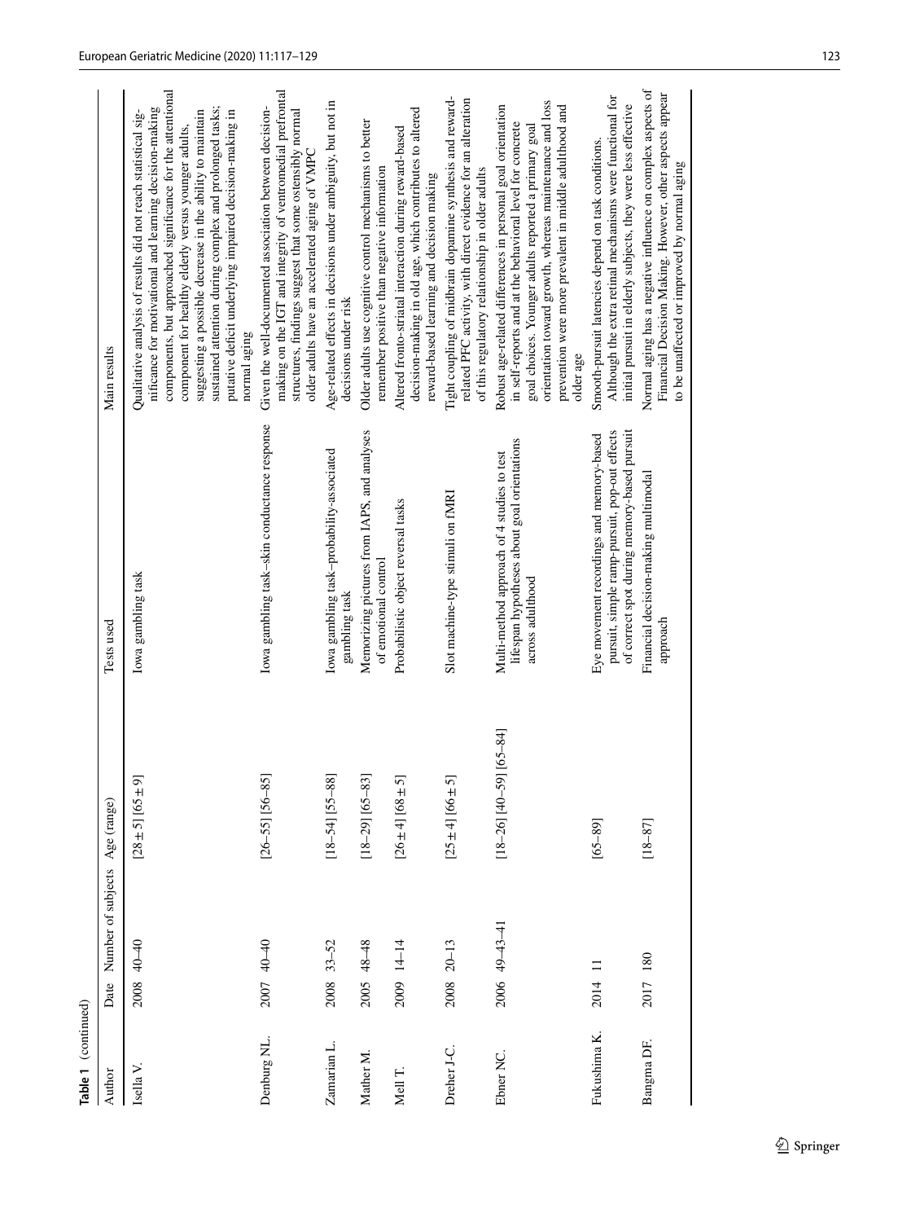**Table 1** (continued)

| Author | Date | Number of subjects | Age (range) | Tests used | Main results |
|---|---|---|---|---|---|
| Isella V. | 2008 | 40–40 | [28 ± 5] [65 ± 9] | Iowa gambling task | Qualitative analysis of results did not reach statistical significance for motivational and learning decision-making components, but approached significance for the attentional component for healthy elderly versus younger adults, suggesting a possible decrease in the ability to maintain sustained attention during complex and prolonged tasks; putative deficit underlying impaired decision-making in normal aging |
| Denburg NL. | 2007 | 40–40 | [26–55] [56–85] | Iowa gambling task–skin conductance response | Given the well-documented association between decision-making on the IGT and integrity of ventromedial prefrontal structures, findings suggest that some ostensibly normal older adults have an accelerated aging of VMPC |
| Zamarian L. | 2008 | 33–52 | [18–54] [55–88] | Iowa gambling task–probability-associated gambling task | Age-related effects in decisions under ambiguity, but not in decisions under risk |
| Mather M. | 2005 | 48–48 | [18–29] [65–83] | Memorizing pictures from IAPS, and analyses of emotional control | Older adults use cognitive control mechanisms to better remember positive than negative information |
| Mell T. | 2009 | 14–14 | [26 ± 4] [68 ± 5] | Probabilistic object reversal tasks | Altered fronto-striatal interaction during reward-based decision-making in old age, which contributes to altered reward-based learning and decision making |
| Dreher J-C. | 2008 | 20–13 | [25 ± 4] [66 ± 5] | Slot machine-type stimuli on fMRI | Tight coupling of midbrain dopamine synthesis and reward-related PFC activity, with direct evidence for an alteration of this regulatory relationship in older adults |
| Ebner NC. | 2006 | 49–43–41 | [18–26] [40–59] [65–84] | Multi-method approach of 4 studies to test lifespan hypotheses about goal orientations across adulthood | Robust age-related differences in personal goal orientation in self-reports and at the behavioral level for concrete goal choices. Younger adults reported a primary goal orientation toward growth, whereas maintenance and loss prevention were more prevalent in middle adulthood and older age |
| Fukushima K. | 2014 | 11 | [65–89] | Eye movement recordings and memory-based pursuit, simple ramp-pursuit, pop-out effects of correct spot during memory-based pursuit | Smooth-pursuit latencies depend on task conditions. Although the extra retinal mechanisms were functional for initial pursuit in elderly subjects, they were less effective |
| Bangma DF. | 2017 | 180 | [18–87] | Financial decision-making multimodal approach | Normal aging has a negative influence on complex aspects of Financial Decision Making. However, other aspects appear to be unaffected or improved by normal aging |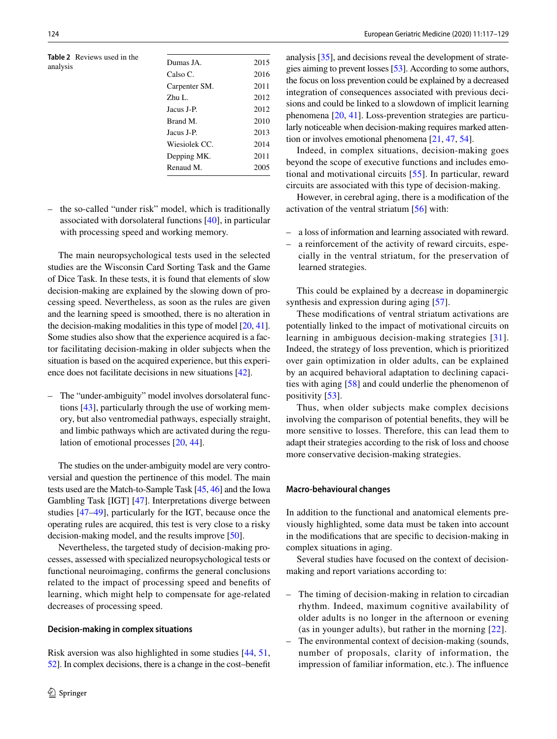**Table 2** Reviews used in the analysis

| | |
|---|---|
| Dumas JA. | 2015 |
| Calso C. | 2016 |
| Carpenter SM. | 2011 |
| Zhu L. | 2012 |
| Jacus J-P. | 2012 |
| Brand M. | 2010 |
| Jacus J-P. | 2013 |
| Wiesiolek CC. | 2014 |
| Depping MK. | 2011 |
| Renaud M. | 2005 |

– the so-called "under risk" model, which is traditionally associated with dorsolateral functions [40], in particular with processing speed and working memory.

The main neuropsychological tests used in the selected studies are the Wisconsin Card Sorting Task and the Game of Dice Task. In these tests, it is found that elements of slow decision-making are explained by the slowing down of processing speed. Nevertheless, as soon as the rules are given and the learning speed is smoothed, there is no alteration in the decision-making modalities in this type of model [20, 41]. Some studies also show that the experience acquired is a factor facilitating decision-making in older subjects when the situation is based on the acquired experience, but this experience does not facilitate decisions in new situations [42].

– The "under-ambiguity" model involves dorsolateral functions [43], particularly through the use of working memory, but also ventromedial pathways, especially straight, and limbic pathways which are activated during the regulation of emotional processes [20, 44].

The studies on the under-ambiguity model are very controversial and question the pertinence of this model. The main tests used are the Match-to-Sample Task [45, 46] and the Iowa Gambling Task [IGT] [47]. Interpretations diverge between studies [47–49], particularly for the IGT, because once the operating rules are acquired, this test is very close to a risky decision-making model, and the results improve [50].

Nevertheless, the targeted study of decision-making processes, assessed with specialized neuropsychological tests or functional neuroimaging, confirms the general conclusions related to the impact of processing speed and benefits of learning, which might help to compensate for age-related decreases of processing speed.

### Decision-making in complex situations

Risk aversion was also highlighted in some studies [44, 51, 52]. In complex decisions, there is a change in the cost–benefit analysis [35], and decisions reveal the development of strategies aiming to prevent losses [53]. According to some authors, the focus on loss prevention could be explained by a decreased integration of consequences associated with previous decisions and could be linked to a slowdown of implicit learning phenomena [20, 41]. Loss-prevention strategies are particularly noticeable when decision-making requires marked attention or involves emotional phenomena [21, 47, 54].

Indeed, in complex situations, decision-making goes beyond the scope of executive functions and includes emotional and motivational circuits [55]. In particular, reward circuits are associated with this type of decision-making.

However, in cerebral aging, there is a modification of the activation of the ventral striatum [56] with:

- a loss of information and learning associated with reward.
- a reinforcement of the activity of reward circuits, especially in the ventral striatum, for the preservation of learned strategies.

This could be explained by a decrease in dopaminergic synthesis and expression during aging [57].

These modifications of ventral striatum activations are potentially linked to the impact of motivational circuits on learning in ambiguous decision-making strategies [31]. Indeed, the strategy of loss prevention, which is prioritized over gain optimization in older adults, can be explained by an acquired behavioral adaptation to declining capacities with aging [58] and could underlie the phenomenon of positivity [53].

Thus, when older subjects make complex decisions involving the comparison of potential benefits, they will be more sensitive to losses. Therefore, this can lead them to adapt their strategies according to the risk of loss and choose more conservative decision-making strategies.

### Macro-behavioural changes

In addition to the functional and anatomical elements previously highlighted, some data must be taken into account in the modifications that are specific to decision-making in complex situations in aging.

Several studies have focused on the context of decision-making and report variations according to:

- The timing of decision-making in relation to circadian rhythm. Indeed, maximum cognitive availability of older adults is no longer in the afternoon or evening (as in younger adults), but rather in the morning [22].
- The environmental context of decision-making (sounds, number of proposals, clarity of information, the impression of familiar information, etc.). The influence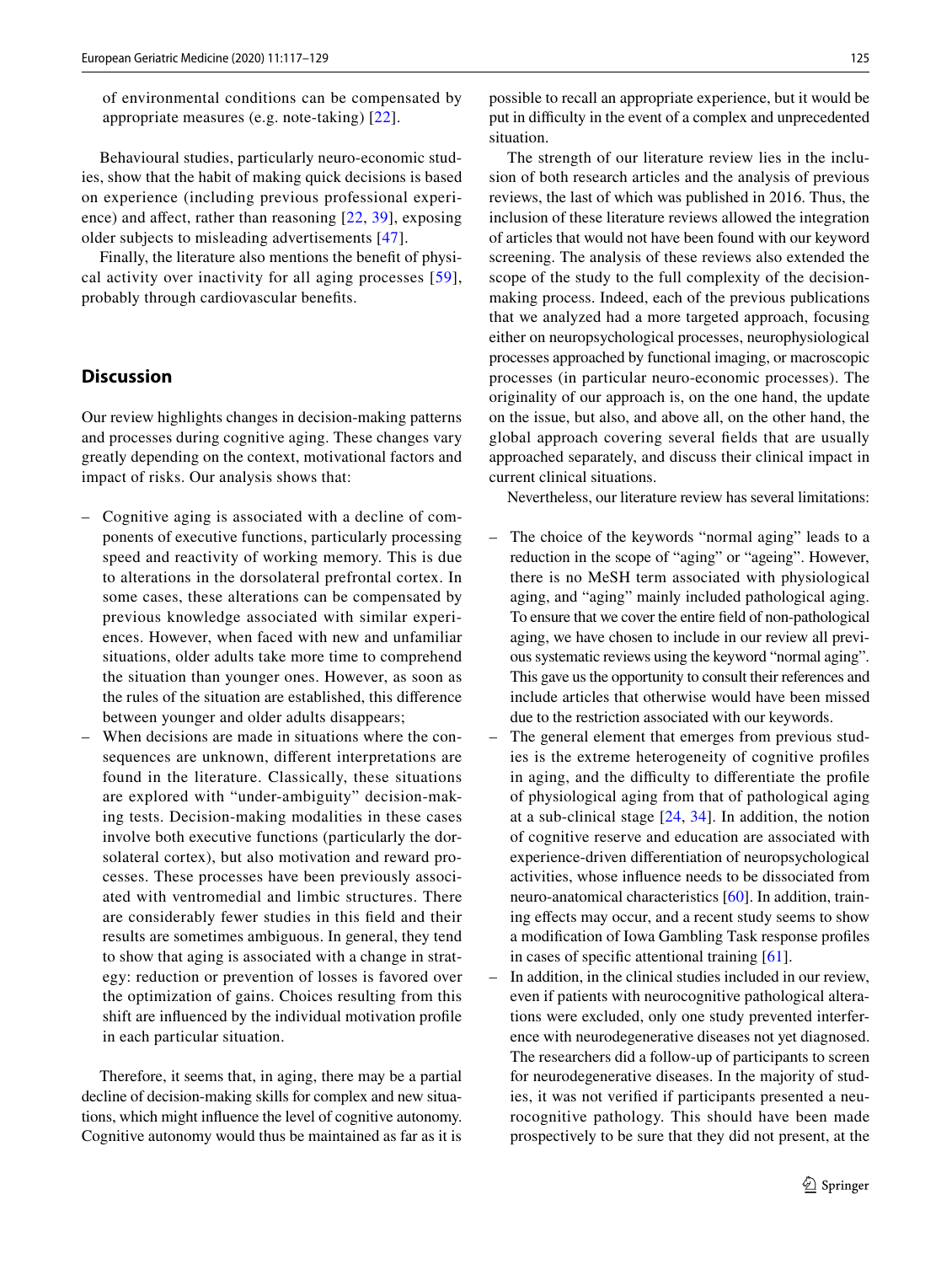of environmental conditions can be compensated by appropriate measures (e.g. note-taking) [22].

Behavioural studies, particularly neuro-economic studies, show that the habit of making quick decisions is based on experience (including previous professional experience) and affect, rather than reasoning [22, 39], exposing older subjects to misleading advertisements [47].

Finally, the literature also mentions the benefit of physical activity over inactivity for all aging processes [59], probably through cardiovascular benefits.

## Discussion

Our review highlights changes in decision-making patterns and processes during cognitive aging. These changes vary greatly depending on the context, motivational factors and impact of risks. Our analysis shows that:

- Cognitive aging is associated with a decline of components of executive functions, particularly processing speed and reactivity of working memory. This is due to alterations in the dorsolateral prefrontal cortex. In some cases, these alterations can be compensated by previous knowledge associated with similar experiences. However, when faced with new and unfamiliar situations, older adults take more time to comprehend the situation than younger ones. However, as soon as the rules of the situation are established, this difference between younger and older adults disappears;
- When decisions are made in situations where the consequences are unknown, different interpretations are found in the literature. Classically, these situations are explored with "under-ambiguity" decision-making tests. Decision-making modalities in these cases involve both executive functions (particularly the dorsolateral cortex), but also motivation and reward processes. These processes have been previously associated with ventromedial and limbic structures. There are considerably fewer studies in this field and their results are sometimes ambiguous. In general, they tend to show that aging is associated with a change in strategy: reduction or prevention of losses is favored over the optimization of gains. Choices resulting from this shift are influenced by the individual motivation profile in each particular situation.

Therefore, it seems that, in aging, there may be a partial decline of decision-making skills for complex and new situations, which might influence the level of cognitive autonomy. Cognitive autonomy would thus be maintained as far as it is possible to recall an appropriate experience, but it would be put in difficulty in the event of a complex and unprecedented situation.

The strength of our literature review lies in the inclusion of both research articles and the analysis of previous reviews, the last of which was published in 2016. Thus, the inclusion of these literature reviews allowed the integration of articles that would not have been found with our keyword screening. The analysis of these reviews also extended the scope of the study to the full complexity of the decision-making process. Indeed, each of the previous publications that we analyzed had a more targeted approach, focusing either on neuropsychological processes, neurophysiological processes approached by functional imaging, or macroscopic processes (in particular neuro-economic processes). The originality of our approach is, on the one hand, the update on the issue, but also, and above all, on the other hand, the global approach covering several fields that are usually approached separately, and discuss their clinical impact in current clinical situations.

Nevertheless, our literature review has several limitations:

- The choice of the keywords "normal aging" leads to a reduction in the scope of "aging" or "ageing". However, there is no MeSH term associated with physiological aging, and "aging" mainly included pathological aging. To ensure that we cover the entire field of non-pathological aging, we have chosen to include in our review all previous systematic reviews using the keyword "normal aging". This gave us the opportunity to consult their references and include articles that otherwise would have been missed due to the restriction associated with our keywords.
- The general element that emerges from previous studies is the extreme heterogeneity of cognitive profiles in aging, and the difficulty to differentiate the profile of physiological aging from that of pathological aging at a sub-clinical stage [24, 34]. In addition, the notion of cognitive reserve and education are associated with experience-driven differentiation of neuropsychological activities, whose influence needs to be dissociated from neuro-anatomical characteristics [60]. In addition, training effects may occur, and a recent study seems to show a modification of Iowa Gambling Task response profiles in cases of specific attentional training [61].
- In addition, in the clinical studies included in our review, even if patients with neurocognitive pathological alterations were excluded, only one study prevented interference with neurodegenerative diseases not yet diagnosed. The researchers did a follow-up of participants to screen for neurodegenerative diseases. In the majority of studies, it was not verified if participants presented a neurocognitive pathology. This should have been made prospectively to be sure that they did not present, at the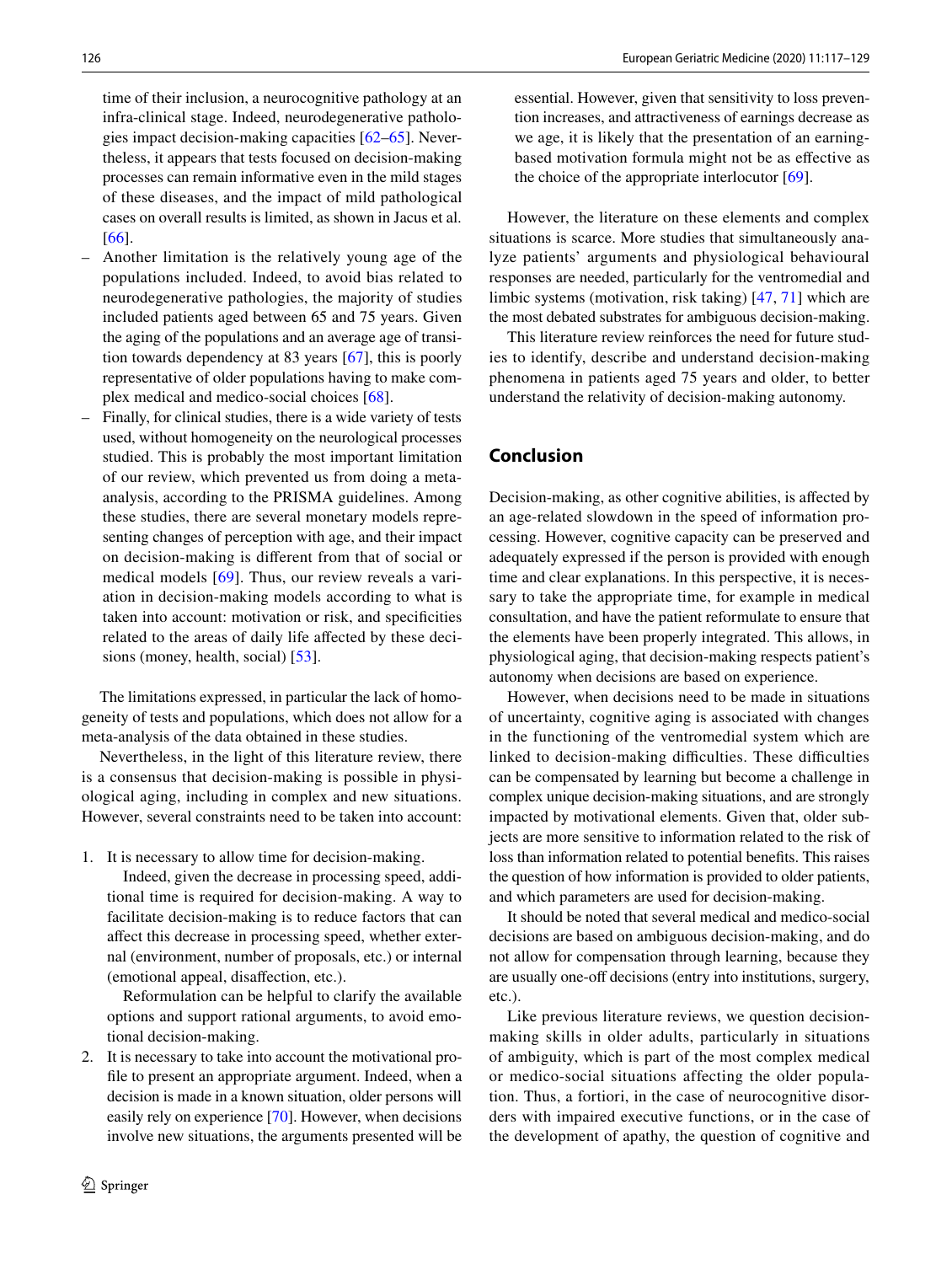time of their inclusion, a neurocognitive pathology at an infra-clinical stage. Indeed, neurodegenerative pathologies impact decision-making capacities [62–65]. Nevertheless, it appears that tests focused on decision-making processes can remain informative even in the mild stages of these diseases, and the impact of mild pathological cases on overall results is limited, as shown in Jacus et al. [66].

- Another limitation is the relatively young age of the populations included. Indeed, to avoid bias related to neurodegenerative pathologies, the majority of studies included patients aged between 65 and 75 years. Given the aging of the populations and an average age of transition towards dependency at 83 years [67], this is poorly representative of older populations having to make complex medical and medico-social choices [68].
- Finally, for clinical studies, there is a wide variety of tests used, without homogeneity on the neurological processes studied. This is probably the most important limitation of our review, which prevented us from doing a meta-analysis, according to the PRISMA guidelines. Among these studies, there are several monetary models representing changes of perception with age, and their impact on decision-making is different from that of social or medical models [69]. Thus, our review reveals a variation in decision-making models according to what is taken into account: motivation or risk, and specificities related to the areas of daily life affected by these decisions (money, health, social) [53].

The limitations expressed, in particular the lack of homogeneity of tests and populations, which does not allow for a meta-analysis of the data obtained in these studies.

Nevertheless, in the light of this literature review, there is a consensus that decision-making is possible in physiological aging, including in complex and new situations. However, several constraints need to be taken into account:

1. It is necessary to allow time for decision-making.

   Indeed, given the decrease in processing speed, additional time is required for decision-making. A way to facilitate decision-making is to reduce factors that can affect this decrease in processing speed, whether external (environment, number of proposals, etc.) or internal (emotional appeal, disaffection, etc.).

   Reformulation can be helpful to clarify the available options and support rational arguments, to avoid emotional decision-making.
2. It is necessary to take into account the motivational profile to present an appropriate argument. Indeed, when a decision is made in a known situation, older persons will easily rely on experience [70]. However, when decisions involve new situations, the arguments presented will be essential. However, given that sensitivity to loss prevention increases, and attractiveness of earnings decrease as we age, it is likely that the presentation of an earning-based motivation formula might not be as effective as the choice of the appropriate interlocutor [69].

However, the literature on these elements and complex situations is scarce. More studies that simultaneously analyze patients' arguments and physiological behavioural responses are needed, particularly for the ventromedial and limbic systems (motivation, risk taking) [47, 71] which are the most debated substrates for ambiguous decision-making.

This literature review reinforces the need for future studies to identify, describe and understand decision-making phenomena in patients aged 75 years and older, to better understand the relativity of decision-making autonomy.

## Conclusion

Decision-making, as other cognitive abilities, is affected by an age-related slowdown in the speed of information processing. However, cognitive capacity can be preserved and adequately expressed if the person is provided with enough time and clear explanations. In this perspective, it is necessary to take the appropriate time, for example in medical consultation, and have the patient reformulate to ensure that the elements have been properly integrated. This allows, in physiological aging, that decision-making respects patient's autonomy when decisions are based on experience.

However, when decisions need to be made in situations of uncertainty, cognitive aging is associated with changes in the functioning of the ventromedial system which are linked to decision-making difficulties. These difficulties can be compensated by learning but become a challenge in complex unique decision-making situations, and are strongly impacted by motivational elements. Given that, older subjects are more sensitive to information related to the risk of loss than information related to potential benefits. This raises the question of how information is provided to older patients, and which parameters are used for decision-making.

It should be noted that several medical and medico-social decisions are based on ambiguous decision-making, and do not allow for compensation through learning, because they are usually one-off decisions (entry into institutions, surgery, etc.).

Like previous literature reviews, we question decision-making skills in older adults, particularly in situations of ambiguity, which is part of the most complex medical or medico-social situations affecting the older population. Thus, a fortiori, in the case of neurocognitive disorders with impaired executive functions, or in the case of the development of apathy, the question of cognitive and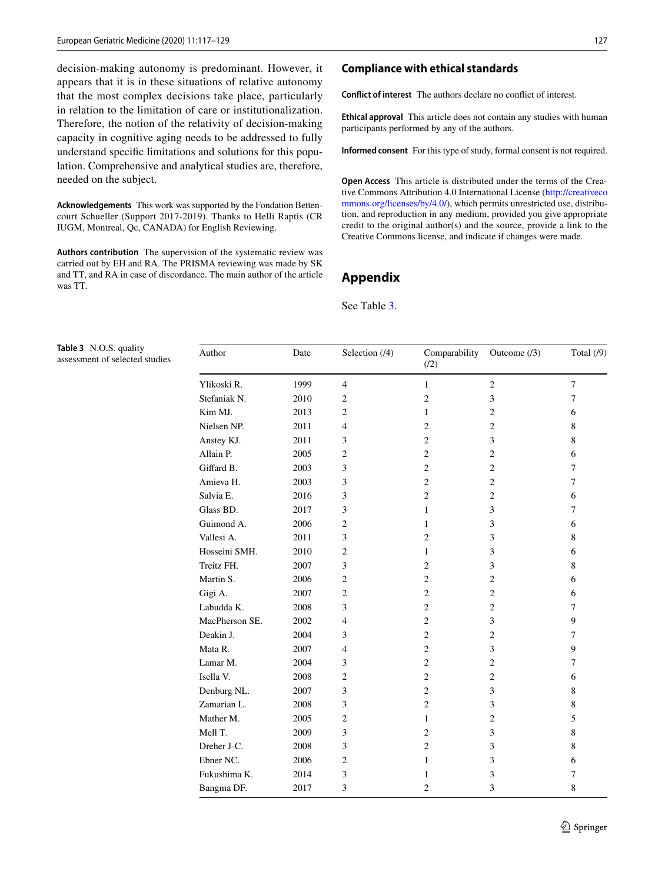decision-making autonomy is predominant. However, it appears that it is in these situations of relative autonomy that the most complex decisions take place, particularly in relation to the limitation of care or institutionalization. Therefore, the notion of the relativity of decision-making capacity in cognitive aging needs to be addressed to fully understand specific limitations and solutions for this population. Comprehensive and analytical studies are, therefore, needed on the subject.

**Acknowledgements** This work was supported by the Fondation Bettencourt Schueller (Support 2017-2019). Thanks to Helli Raptis (CR IUGM, Montreal, Qc, CANADA) for English Reviewing.

**Authors contribution** The supervision of the systematic review was carried out by EH and RA. The PRISMA reviewing was made by SK and TT, and RA in case of discordance. The main author of the article was TT.

## Compliance with ethical standards

**Conflict of interest** The authors declare no conflict of interest.

**Ethical approval** This article does not contain any studies with human participants performed by any of the authors.

**Informed consent** For this type of study, formal consent is not required.

**Open Access** This article is distributed under the terms of the Creative Commons Attribution 4.0 International License (http://creativecommons.org/licenses/by/4.0/), which permits unrestricted use, distribution, and reproduction in any medium, provided you give appropriate credit to the original author(s) and the source, provide a link to the Creative Commons license, and indicate if changes were made.

## Appendix

See Table 3.

**Table 3** N.O.S. quality assessment of selected studies

| Author | Date | Selection (/4) | Comparability (/2) | Outcome (/3) | Total (/9) |
|---|---|---|---|---|---|
| Ylikoski R. | 1999 | 4 | 1 | 2 | 7 |
| Stefaniak N. | 2010 | 2 | 2 | 3 | 7 |
| Kim MJ. | 2013 | 2 | 1 | 2 | 6 |
| Nielsen NP. | 2011 | 4 | 2 | 2 | 8 |
| Anstey KJ. | 2011 | 3 | 2 | 3 | 8 |
| Allain P. | 2005 | 2 | 2 | 2 | 6 |
| Giffard B. | 2003 | 3 | 2 | 2 | 7 |
| Amieva H. | 2003 | 3 | 2 | 2 | 7 |
| Salvia E. | 2016 | 3 | 2 | 2 | 6 |
| Glass BD. | 2017 | 3 | 1 | 3 | 7 |
| Guimond A. | 2006 | 2 | 1 | 3 | 6 |
| Vallesi A. | 2011 | 3 | 2 | 3 | 8 |
| Hosseini SMH. | 2010 | 2 | 1 | 3 | 6 |
| Treitz FH. | 2007 | 3 | 2 | 3 | 8 |
| Martin S. | 2006 | 2 | 2 | 2 | 6 |
| Gigi A. | 2007 | 2 | 2 | 2 | 6 |
| Labudda K. | 2008 | 3 | 2 | 2 | 7 |
| MacPherson SE. | 2002 | 4 | 2 | 3 | 9 |
| Deakin J. | 2004 | 3 | 2 | 2 | 7 |
| Mata R. | 2007 | 4 | 2 | 3 | 9 |
| Lamar M. | 2004 | 3 | 2 | 2 | 7 |
| Isella V. | 2008 | 2 | 2 | 2 | 6 |
| Denburg NL. | 2007 | 3 | 2 | 3 | 8 |
| Zamarian L. | 2008 | 3 | 2 | 3 | 8 |
| Mather M. | 2005 | 2 | 1 | 2 | 5 |
| Mell T. | 2009 | 3 | 2 | 3 | 8 |
| Dreher J-C. | 2008 | 3 | 2 | 3 | 8 |
| Ebner NC. | 2006 | 2 | 1 | 3 | 6 |
| Fukushima K. | 2014 | 3 | 1 | 3 | 7 |
| Bangma DF. | 2017 | 3 | 2 | 3 | 8 |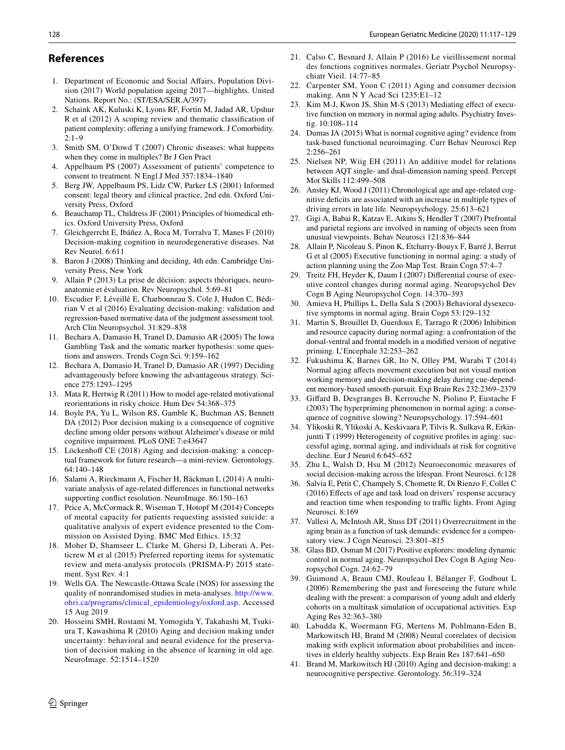## References

1. Department of Economic and Social Affairs, Population Division (2017) World population ageing 2017—highlights. United Nations. Report No.: (ST/ESA/SER.A/397)
2. Schaink AK, Kuluski K, Lyons RF, Fortin M, Jadad AR, Upshur R et al (2012) A scoping review and thematic classification of patient complexity: offering a unifying framework. J Comorbidity. 2:1–9
3. Smith SM, O'Dowd T (2007) Chronic diseases: what happens when they come in multiples? Br J Gen Pract
4. Appelbaum PS (2007) Assessment of patients' competence to consent to treatment. N Engl J Med 357:1834–1840
5. Berg JW, Appelbaum PS, Lidz CW, Parker LS (2001) Informed consent: legal theory and clinical practice, 2nd edn. Oxford University Press, Oxford
6. Beauchamp TL, Childress JF (2001) Principles of biomedical ethics. Oxford University Press, Oxford
7. Gleichgerrcht E, Ibáñez A, Roca M, Torralva T, Manes F (2010) Decision-making cognition in neurodegenerative diseases. Nat Rev Neurol. 6:611
8. Baron J (2008) Thinking and deciding, 4th edn. Cambridge University Press, New York
9. Allain P (2013) La prise de décision: aspects théoriques, neuro-anatomie et évaluation. Rev Neuropsychol. 5:69–81
10. Escudier F, Léveillé E, Charbonneau S, Cole J, Hudon C, Bédirian V et al (2016) Evaluating decision-making: validation and regression-based normative data of the judgment assessment tool. Arch Clin Neuropsychol. 31:829–838
11. Bechara A, Damasio H, Tranel D, Damasio AR (2005) The Iowa Gambling Task and the somatic marker hypothesis: some questions and answers. Trends Cogn Sci. 9:159–162
12. Bechara A, Damasio H, Tranel D, Damasio AR (1997) Deciding advantageously before knowing the advantageous strategy. Science 275:1293–1295
13. Mata R, Hertwig R (2011) How to model age-related motivational reorientations in risky choice. Hum Dev 54:368–375
14. Boyle PA, Yu L, Wilson RS, Gamble K, Buchman AS, Bennett DA (2012) Poor decision making is a consequence of cognitive decline among older persons without Alzheimer's disease or mild cognitive impairment. PLoS ONE 7:e43647
15. Löckenhoff CE (2018) Aging and decision-making: a conceptual framework for future research—a mini-review. Gerontology. 64:140–148
16. Salami A, Rieckmann A, Fischer H, Bäckman L (2014) A multivariate analysis of age-related differences in functional networks supporting conflict resolution. NeuroImage. 86:150–163
17. Price A, McCormack R, Wiseman T, Hotopf M (2014) Concepts of mental capacity for patients requesting assisted suicide: a qualitative analysis of expert evidence presented to the Commission on Assisted Dying. BMC Med Ethics. 15:32
18. Moher D, Shamseer L, Clarke M, Ghersi D, Liberati A, Petticrew M et al (2015) Preferred reporting items for systematic review and meta-analysis protocols (PRISMA-P) 2015 statement. Syst Rev. 4:1
19. Wells GA. The Newcastle-Ottawa Scale (NOS) for assessing the quality of nonrandomised studies in meta-analyses. http://www.ohri.ca/programs/clinical_epidemiology/oxford.asp. Accessed 15 Aug 2019
20. Hosseini SMH, Rostami M, Yomogida Y, Takahashi M, Tsukiura T, Kawashima R (2010) Aging and decision making under uncertainty: behavioral and neural evidence for the preservation of decision making in the absence of learning in old age. NeuroImage. 52:1514–1520
21. Calso C, Besnard J, Allain P (2016) Le vieillissement normal des fonctions cognitives normales. Geriatr Psychol Neuropsychiatr Vieil. 14:77–85
22. Carpenter SM, Yoon C (2011) Aging and consumer decision making. Ann N Y Acad Sci 1235:E1–12
23. Kim M-J, Kwon JS, Shin M-S (2013) Mediating effect of executive function on memory in normal aging adults. Psychiatry Investig. 10:108–114
24. Dumas JA (2015) What is normal cognitive aging? evidence from task-based functional neuroimaging. Curr Behav Neurosci Rep 2:256–261
25. Nielsen NP, Wiig EH (2011) An additive model for relations between AQT single- and dual-dimension naming speed. Percept Mot Skills 112:499–508
26. Anstey KJ, Wood J (2011) Chronological age and age-related cognitive deficits are associated with an increase in multiple types of driving errors in late life. Neuropsychology. 25:613–621
27. Gigi A, Babai R, Katzav E, Atkins S, Hendler T (2007) Prefrontal and parietal regions are involved in naming of objects seen from unusual viewpoints. Behav Neurosci 121:836–844
28. Allain P, Nicoleau S, Pinon K, Etcharry-Bouyx F, Barré J, Berrut G et al (2005) Executive functioning in normal aging: a study of action planning using the Zoo Map Test. Brain Cogn 57:4–7
29. Treitz FH, Heyder K, Daum I (2007) Differential course of executive control changes during normal aging. Neuropsychol Dev Cogn B Aging Neuropsychol Cogn. 14:370–393
30. Amieva H, Phillips L, Della Sala S (2003) Behavioral dysexecutive symptoms in normal aging. Brain Cogn 53:129–132
31. Martin S, Brouillet D, Guerdoux E, Tarrago R (2006) Inhibition and resource capacity during normal aging: a confrontation of the dorsal-ventral and frontal models in a modified version of negative priming. L'Encephale 32:253–262
32. Fukushima K, Barnes GR, Ito N, Olley PM, Warabi T (2014) Normal aging affects movement execution but not visual motion working memory and decision-making delay during cue-dependent memory-based smooth-pursuit. Exp Brain Res 232:2369–2379
33. Giffard B, Desgranges B, Kerrouche N, Piolino P, Eustache F (2003) The hyperpriming phenomenon in normal aging: a consequence of cognitive slowing? Neuropsychology. 17:594–601
34. Ylikoski R, Ylikoski A, Keskivaara P, Tilvis R, Sulkava R, Erkinjuntti T (1999) Heterogeneity of cognitive profiles in aging: successful aging, normal aging, and individuals at risk for cognitive decline. Eur J Neurol 6:645–652
35. Zhu L, Walsh D, Hsu M (2012) Neuroeconomic measures of social decision-making across the lifespan. Front Neurosci. 6:128
36. Salvia E, Petit C, Champely S, Chomette R, Di Rienzo F, Collet C (2016) Effects of age and task load on drivers' response accuracy and reaction time when responding to traffic lights. Front Aging Neurosci. 8:169
37. Vallesi A, McIntosh AR, Stuss DT (2011) Overrecruitment in the aging brain as a function of task demands: evidence for a compensatory view. J Cogn Neurosci. 23:801–815
38. Glass BD, Osman M (2017) Positive explorers: modeling dynamic control in normal aging. Neuropsychol Dev Cogn B Aging Neuropsychol Cogn. 24:62–79
39. Guimond A, Braun CMJ, Rouleau I, Bélanger F, Godbout L (2006) Remembering the past and foreseeing the future while dealing with the present: a comparison of young adult and elderly cohorts on a multitask simulation of occupational activities. Exp Aging Res 32:363–380
40. Labudda K, Woermann FG, Mertens M, Pohlmann-Eden B, Markowitsch HJ, Brand M (2008) Neural correlates of decision making with explicit information about probabilities and incentives in elderly healthy subjects. Exp Brain Res 187:641–650
41. Brand M, Markowitsch HJ (2010) Aging and decision-making: a neurocognitive perspective. Gerontology. 56:319–324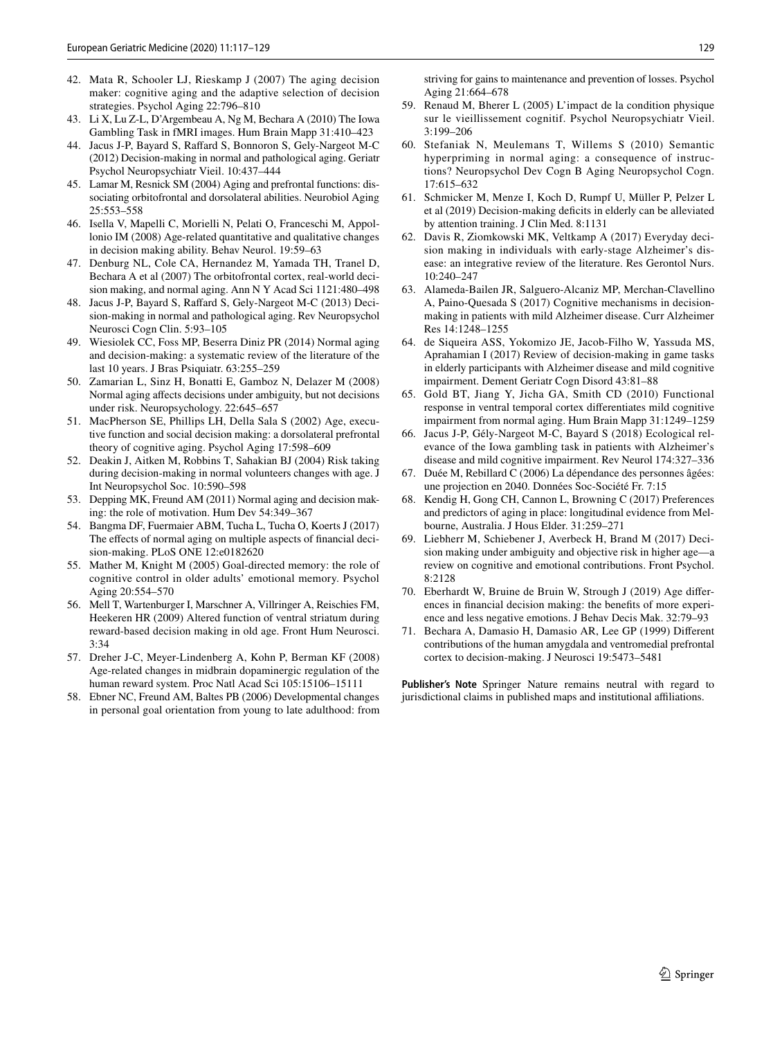42. Mata R, Schooler LJ, Rieskamp J (2007) The aging decision maker: cognitive aging and the adaptive selection of decision strategies. Psychol Aging 22:796–810
43. Li X, Lu Z-L, D'Argembeau A, Ng M, Bechara A (2010) The Iowa Gambling Task in fMRI images. Hum Brain Mapp 31:410–423
44. Jacus J-P, Bayard S, Raffard S, Bonnoron S, Gely-Nargeot M-C (2012) Decision-making in normal and pathological aging. Geriatr Psychol Neuropsychiatr Vieil. 10:437–444
45. Lamar M, Resnick SM (2004) Aging and prefrontal functions: dissociating orbitofrontal and dorsolateral abilities. Neurobiol Aging 25:553–558
46. Isella V, Mapelli C, Morielli N, Pelati O, Franceschi M, Appollonio IM (2008) Age-related quantitative and qualitative changes in decision making ability. Behav Neurol. 19:59–63
47. Denburg NL, Cole CA, Hernandez M, Yamada TH, Tranel D, Bechara A et al (2007) The orbitofrontal cortex, real-world decision making, and normal aging. Ann N Y Acad Sci 1121:480–498
48. Jacus J-P, Bayard S, Raffard S, Gely-Nargeot M-C (2013) Decision-making in normal and pathological aging. Rev Neuropsychol Neurosci Cogn Clin. 5:93–105
49. Wiesiolek CC, Foss MP, Beserra Diniz PR (2014) Normal aging and decision-making: a systematic review of the literature of the last 10 years. J Bras Psiquiatr. 63:255–259
50. Zamarian L, Sinz H, Bonatti E, Gamboz N, Delazer M (2008) Normal aging affects decisions under ambiguity, but not decisions under risk. Neuropsychology. 22:645–657
51. MacPherson SE, Phillips LH, Della Sala S (2002) Age, executive function and social decision making: a dorsolateral prefrontal theory of cognitive aging. Psychol Aging 17:598–609
52. Deakin J, Aitken M, Robbins T, Sahakian BJ (2004) Risk taking during decision-making in normal volunteers changes with age. J Int Neuropsychol Soc. 10:590–598
53. Depping MK, Freund AM (2011) Normal aging and decision making: the role of motivation. Hum Dev 54:349–367
54. Bangma DF, Fuermaier ABM, Tucha L, Tucha O, Koerts J (2017) The effects of normal aging on multiple aspects of financial decision-making. PLoS ONE 12:e0182620
55. Mather M, Knight M (2005) Goal-directed memory: the role of cognitive control in older adults' emotional memory. Psychol Aging 20:554–570
56. Mell T, Wartenburger I, Marschner A, Villringer A, Reischies FM, Heekeren HR (2009) Altered function of ventral striatum during reward-based decision making in old age. Front Hum Neurosci. 3:34
57. Dreher J-C, Meyer-Lindenberg A, Kohn P, Berman KF (2008) Age-related changes in midbrain dopaminergic regulation of the human reward system. Proc Natl Acad Sci 105:15106–15111
58. Ebner NC, Freund AM, Baltes PB (2006) Developmental changes in personal goal orientation from young to late adulthood: from striving for gains to maintenance and prevention of losses. Psychol Aging 21:664–678
59. Renaud M, Bherer L (2005) L'impact de la condition physique sur le vieillissement cognitif. Psychol Neuropsychiatr Vieil. 3:199–206
60. Stefaniak N, Meulemans T, Willems S (2010) Semantic hyperpriming in normal aging: a consequence of instructions? Neuropsychol Dev Cogn B Aging Neuropsychol Cogn. 17:615–632
61. Schmicker M, Menze I, Koch D, Rumpf U, Müller P, Pelzer L et al (2019) Decision-making deficits in elderly can be alleviated by attention training. J Clin Med. 8:1131
62. Davis R, Ziomkowski MK, Veltkamp A (2017) Everyday decision making in individuals with early-stage Alzheimer's disease: an integrative review of the literature. Res Gerontol Nurs. 10:240–247
63. Alameda-Bailen JR, Salguero-Alcaniz MP, Merchan-Clavellino A, Paino-Quesada S (2017) Cognitive mechanisms in decision-making in patients with mild Alzheimer disease. Curr Alzheimer Res 14:1248–1255
64. de Siqueira ASS, Yokomizo JE, Jacob-Filho W, Yassuda MS, Aprahamian I (2017) Review of decision-making in game tasks in elderly participants with Alzheimer disease and mild cognitive impairment. Dement Geriatr Cogn Disord 43:81–88
65. Gold BT, Jiang Y, Jicha GA, Smith CD (2010) Functional response in ventral temporal cortex differentiates mild cognitive impairment from normal aging. Hum Brain Mapp 31:1249–1259
66. Jacus J-P, Gély-Nargeot M-C, Bayard S (2018) Ecological relevance of the Iowa gambling task in patients with Alzheimer's disease and mild cognitive impairment. Rev Neurol 174:327–336
67. Duée M, Rebillard C (2006) La dépendance des personnes âgées: une projection en 2040. Données Soc-Société Fr. 7:15
68. Kendig H, Gong CH, Cannon L, Browning C (2017) Preferences and predictors of aging in place: longitudinal evidence from Melbourne, Australia. J Hous Elder. 31:259–271
69. Liebherr M, Schiebener J, Averbeck H, Brand M (2017) Decision making under ambiguity and objective risk in higher age—a review on cognitive and emotional contributions. Front Psychol. 8:2128
70. Eberhardt W, Bruine de Bruin W, Strough J (2019) Age differences in financial decision making: the benefits of more experience and less negative emotions. J Behav Decis Mak. 32:79–93
71. Bechara A, Damasio H, Damasio AR, Lee GP (1999) Different contributions of the human amygdala and ventromedial prefrontal cortex to decision-making. J Neurosci 19:5473–5481

**Publisher's Note** Springer Nature remains neutral with regard to jurisdictional claims in published maps and institutional affiliations.